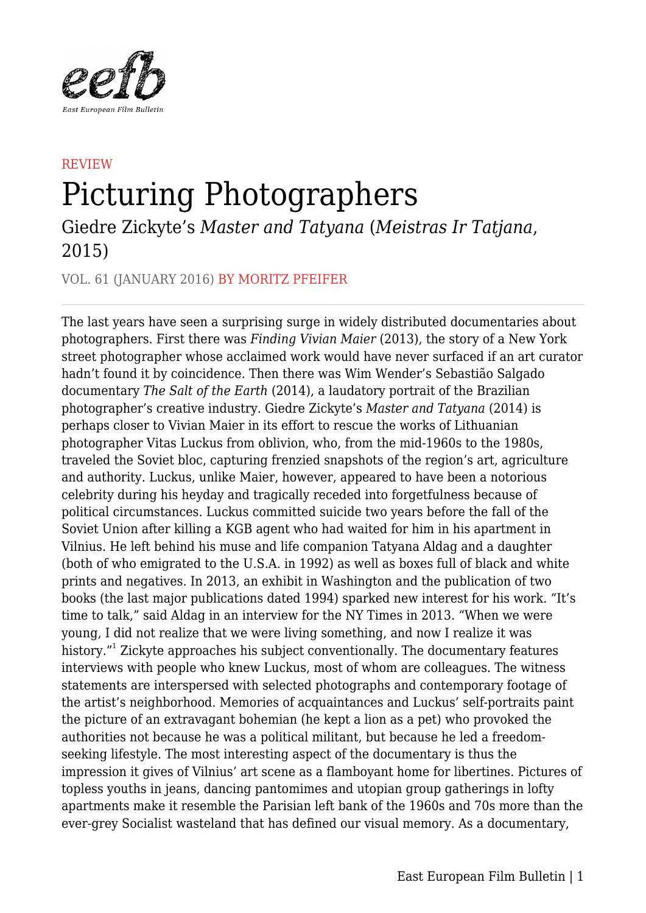REVIEW

# Picturing Photographers

## Giedre Zickyte's *Master and Tatyana* (*Meistras Ir Tatjana*, 2015)

VOL. 61 (JANUARY 2016) BY MORITZ PFEIFER

The last years have seen a surprising surge in widely distributed documentaries about photographers. First there was *Finding Vivian Maier* (2013), the story of a New York street photographer whose acclaimed work would have never surfaced if an art curator hadn't found it by coincidence. Then there was Wim Wender's Sebastião Salgado documentary *The Salt of the Earth* (2014), a laudatory portrait of the Brazilian photographer's creative industry. Giedre Zickyte's *Master and Tatyana* (2014) is perhaps closer to Vivian Maier in its effort to rescue the works of Lithuanian photographer Vitas Luckus from oblivion, who, from the mid-1960s to the 1980s, traveled the Soviet bloc, capturing frenzied snapshots of the region's art, agriculture and authority. Luckus, unlike Maier, however, appeared to have been a notorious celebrity during his heyday and tragically receded into forgetfulness because of political circumstances. Luckus committed suicide two years before the fall of the Soviet Union after killing a KGB agent who had waited for him in his apartment in Vilnius. He left behind his muse and life companion Tatyana Aldag and a daughter (both of who emigrated to the U.S.A. in 1992) as well as boxes full of black and white prints and negatives. In 2013, an exhibit in Washington and the publication of two books (the last major publications dated 1994) sparked new interest for his work. "It's time to talk," said Aldag in an interview for the NY Times in 2013. "When we were young, I did not realize that we were living something, and now I realize it was history."[1] Zickyte approaches his subject conventionally. The documentary features interviews with people who knew Luckus, most of whom are colleagues. The witness statements are interspersed with selected photographs and contemporary footage of the artist's neighborhood. Memories of acquaintances and Luckus' self-portraits paint the picture of an extravagant bohemian (he kept a lion as a pet) who provoked the authorities not because he was a political militant, but because he led a freedom-seeking lifestyle. The most interesting aspect of the documentary is thus the impression it gives of Vilnius' art scene as a flamboyant home for libertines. Pictures of topless youths in jeans, dancing pantomimes and utopian group gatherings in lofty apartments make it resemble the Parisian left bank of the 1960s and 70s more than the ever-grey Socialist wasteland that has defined our visual memory. As a documentary,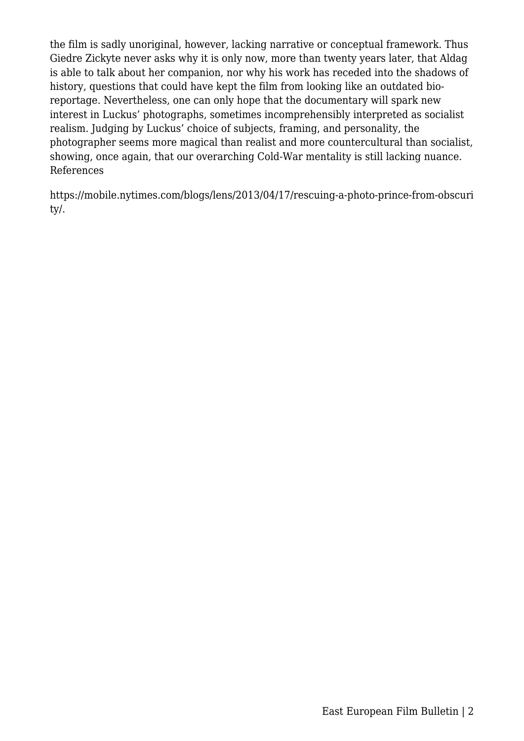the film is sadly unoriginal, however, lacking narrative or conceptual framework. Thus Giedre Zickyte never asks why it is only now, more than twenty years later, that Aldag is able to talk about her companion, nor why his work has receded into the shadows of history, questions that could have kept the film from looking like an outdated bio-reportage. Nevertheless, one can only hope that the documentary will spark new interest in Luckus' photographs, sometimes incomprehensibly interpreted as socialist realism. Judging by Luckus' choice of subjects, framing, and personality, the photographer seems more magical than realist and more countercultural than socialist, showing, once again, that our overarching Cold-War mentality is still lacking nuance.

References

https://mobile.nytimes.com/blogs/lens/2013/04/17/rescuing-a-photo-prince-from-obscurity/.